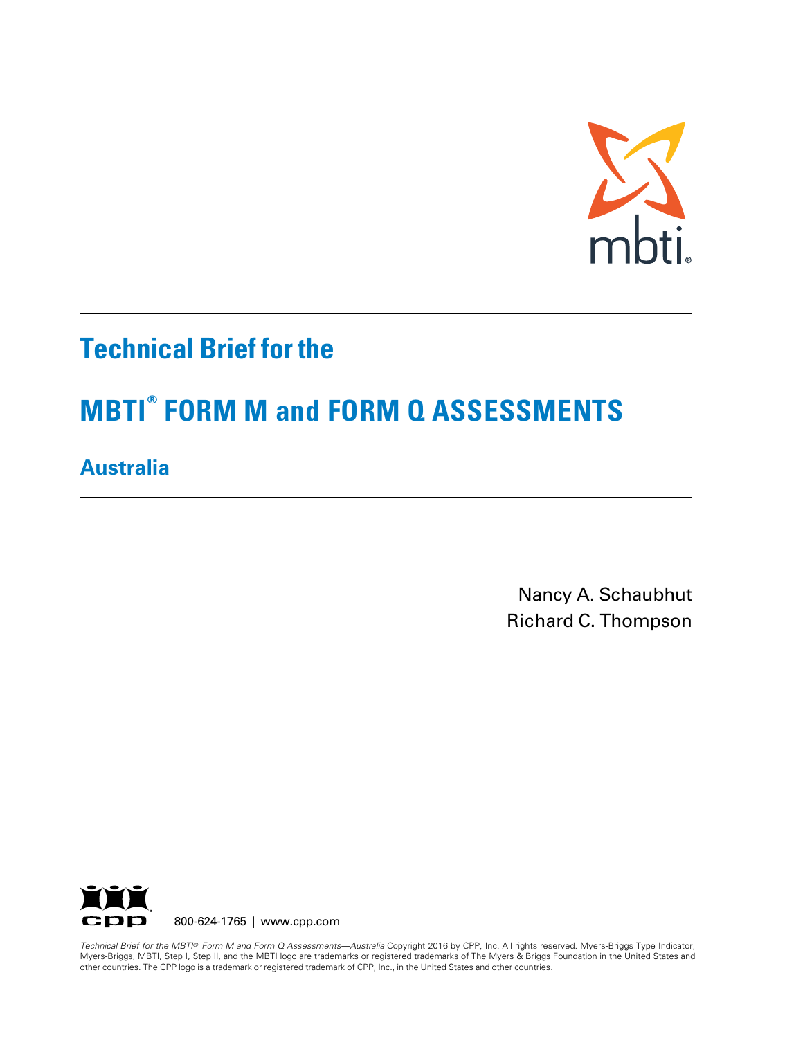mbti®

# Technical Brief for the

# MBTI® FORM M and FORM Q ASSESSMENTS

## Australia

Nancy A. Schaubhut
Richard C. Thompson

CPP 800-624-1765 | www.cpp.com

*Technical Brief for the MBTI® Form M and Form Q Assessments—Australia* Copyright 2016 by CPP, Inc. All rights reserved. Myers-Briggs Type Indicator, Myers-Briggs, MBTI, Step I, Step II, and the MBTI logo are trademarks or registered trademarks of The Myers & Briggs Foundation in the United States and other countries. The CPP logo is a trademark or registered trademark of CPP, Inc., in the United States and other countries.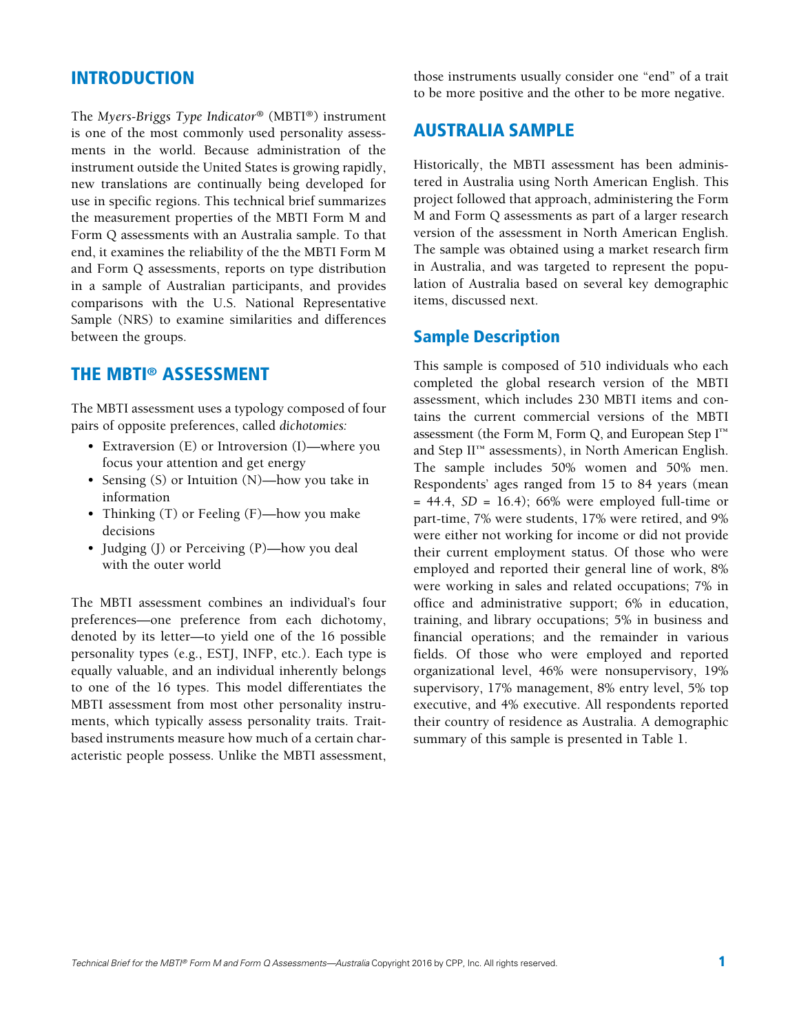## INTRODUCTION

The *Myers-Briggs Type Indicator®* (MBTI®) instrument is one of the most commonly used personality assessments in the world. Because administration of the instrument outside the United States is growing rapidly, new translations are continually being developed for use in specific regions. This technical brief summarizes the measurement properties of the MBTI Form M and Form Q assessments with an Australia sample. To that end, it examines the reliability of the the MBTI Form M and Form Q assessments, reports on type distribution in a sample of Australian participants, and provides comparisons with the U.S. National Representative Sample (NRS) to examine similarities and differences between the groups.

## THE MBTI® ASSESSMENT

The MBTI assessment uses a typology composed of four pairs of opposite preferences, called *dichotomies:*

- Extraversion (E) or Introversion (I)—where you focus your attention and get energy
- Sensing (S) or Intuition (N)—how you take in information
- Thinking (T) or Feeling (F)—how you make decisions
- Judging (J) or Perceiving (P)—how you deal with the outer world

The MBTI assessment combines an individual's four preferences—one preference from each dichotomy, denoted by its letter—to yield one of the 16 possible personality types (e.g., ESTJ, INFP, etc.). Each type is equally valuable, and an individual inherently belongs to one of the 16 types. This model differentiates the MBTI assessment from most other personality instruments, which typically assess personality traits. Trait-based instruments measure how much of a certain characteristic people possess. Unlike the MBTI assessment, those instruments usually consider one "end" of a trait to be more positive and the other to be more negative.

## AUSTRALIA SAMPLE

Historically, the MBTI assessment has been administered in Australia using North American English. This project followed that approach, administering the Form M and Form Q assessments as part of a larger research version of the assessment in North American English. The sample was obtained using a market research firm in Australia, and was targeted to represent the population of Australia based on several key demographic items, discussed next.

### Sample Description

This sample is composed of 510 individuals who each completed the global research version of the MBTI assessment, which includes 230 MBTI items and contains the current commercial versions of the MBTI assessment (the Form M, Form Q, and European Step I™ and Step II™ assessments), in North American English. The sample includes 50% women and 50% men. Respondents' ages ranged from 15 to 84 years (mean = 44.4, *SD* = 16.4); 66% were employed full-time or part-time, 7% were students, 17% were retired, and 9% were either not working for income or did not provide their current employment status. Of those who were employed and reported their general line of work, 8% were working in sales and related occupations; 7% in office and administrative support; 6% in education, training, and library occupations; 5% in business and financial operations; and the remainder in various fields. Of those who were employed and reported organizational level, 46% were nonsupervisory, 19% supervisory, 17% management, 8% entry level, 5% top executive, and 4% executive. All respondents reported their country of residence as Australia. A demographic summary of this sample is presented in Table 1.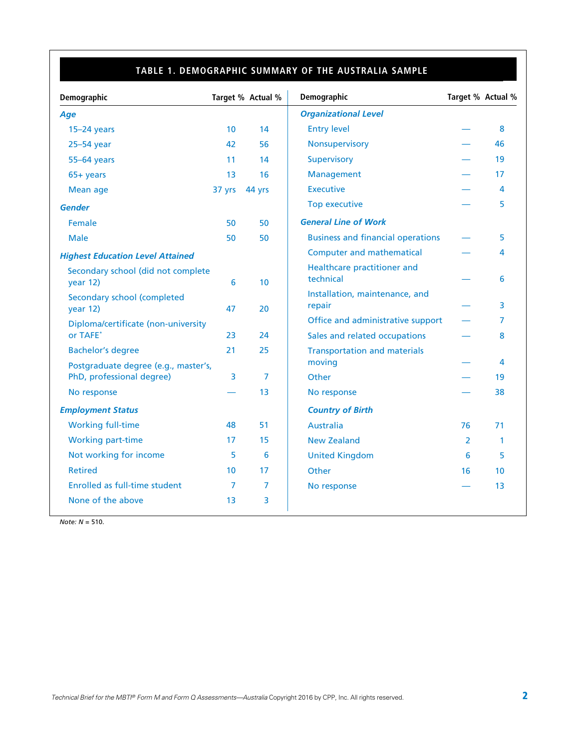**TABLE 1. DEMOGRAPHIC SUMMARY OF THE AUSTRALIA SAMPLE**

| Demographic | Target % | Actual % |
|---|---|---|
| ***Age*** | | |
| 15–24 years | 10 | 14 |
| 25–54 year | 42 | 56 |
| 55–64 years | 11 | 14 |
| 65+ years | 13 | 16 |
| Mean age | 37 yrs | 44 yrs |
| ***Gender*** | | |
| Female | 50 | 50 |
| Male | 50 | 50 |
| ***Highest Education Level Attained*** | | |
| Secondary school (did not complete year 12) | 6 | 10 |
| Secondary school (completed year 12) | 47 | 20 |
| Diploma/certificate (non-university or TAFE* | 23 | 24 |
| Bachelor's degree | 21 | 25 |
| Postgraduate degree (e.g., master's, PhD, professional degree) | 3 | 7 |
| No response | — | 13 |
| ***Employment Status*** | | |
| Working full-time | 48 | 51 |
| Working part-time | 17 | 15 |
| Not working for income | 5 | 6 |
| Retired | 10 | 17 |
| Enrolled as full-time student | 7 | 7 |
| None of the above | 13 | 3 |
| ***Organizational Level*** | | |
| Entry level | — | 8 |
| Nonsupervisory | — | 46 |
| Supervisory | — | 19 |
| Management | — | 17 |
| Executive | — | 4 |
| Top executive | — | 5 |
| ***General Line of Work*** | | |
| Business and financial operations | — | 5 |
| Computer and mathematical | — | 4 |
| Healthcare practitioner and technical | — | 6 |
| Installation, maintenance, and repair | — | 3 |
| Office and administrative support | — | 7 |
| Sales and related occupations | — | 8 |
| Transportation and materials moving | — | 4 |
| Other | — | 19 |
| No response | — | 38 |
| ***Country of Birth*** | | |
| Australia | 76 | 71 |
| New Zealand | 2 | 1 |
| United Kingdom | 6 | 5 |
| Other | 16 | 10 |
| No response | — | 13 |

*Note: N* = 510.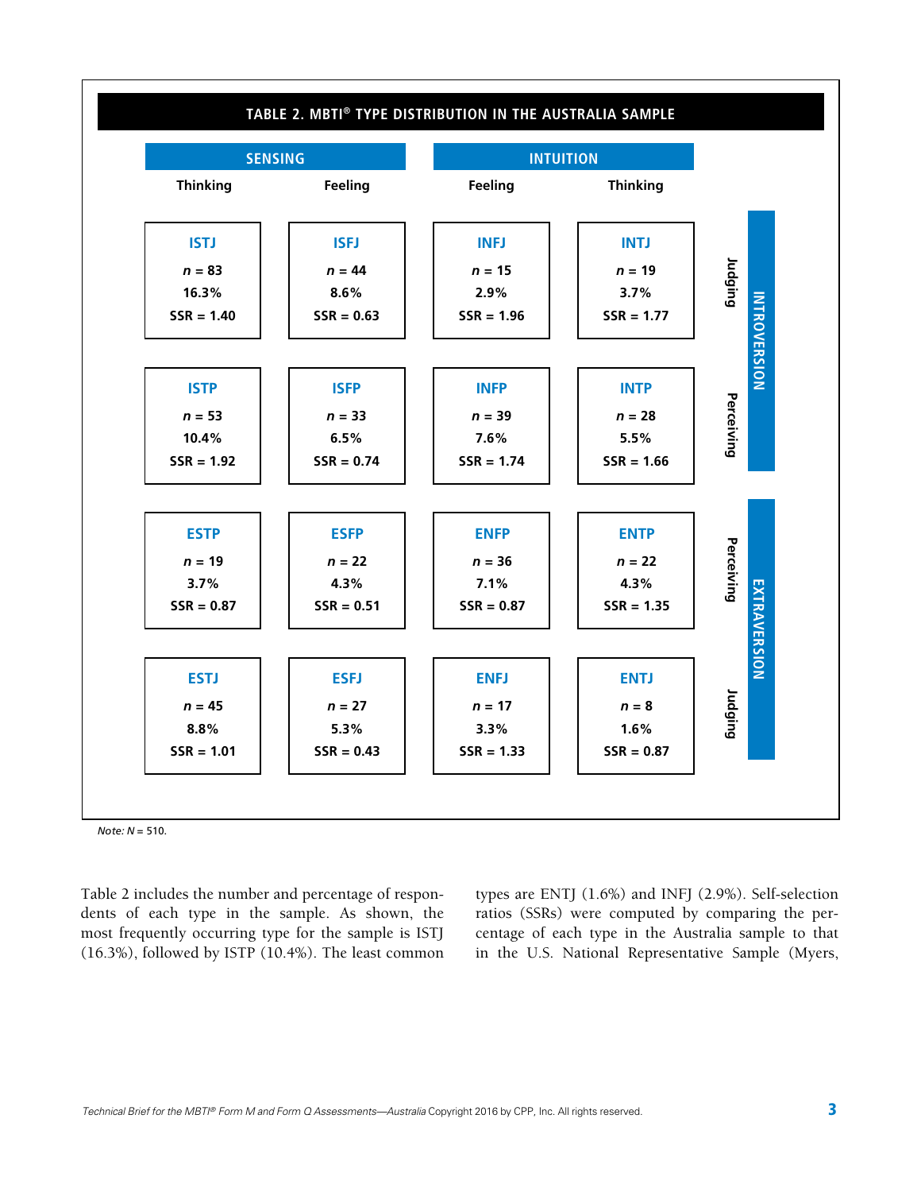**TABLE 2. MBTI® TYPE DISTRIBUTION IN THE AUSTRALIA SAMPLE**

| | SENSING | | INTUITION | | | |
|---|---|---|---|---|---|---|
| | Thinking | Feeling | Feeling | Thinking | | |
| INTROVERSION | ISTJ<br>*n* = 83<br>16.3%<br>SSR = 1.40 | ISFJ<br>*n* = 44<br>8.6%<br>SSR = 0.63 | INFJ<br>*n* = 15<br>2.9%<br>SSR = 1.96 | INTJ<br>*n* = 19<br>3.7%<br>SSR = 1.77 | Judging | INTROVERSION |
| | ISTP<br>*n* = 53<br>10.4%<br>SSR = 1.92 | ISFP<br>*n* = 33<br>6.5%<br>SSR = 0.74 | INFP<br>*n* = 39<br>7.6%<br>SSR = 1.74 | INTP<br>*n* = 28<br>5.5%<br>SSR = 1.66 | Perceiving | |
| EXTRAVERSION | ESTP<br>*n* = 19<br>3.7%<br>SSR = 0.87 | ESFP<br>*n* = 22<br>4.3%<br>SSR = 0.51 | ENFP<br>*n* = 36<br>7.1%<br>SSR = 0.87 | ENTP<br>*n* = 22<br>4.3%<br>SSR = 1.35 | Perceiving | EXTRAVERSION |
| | ESTJ<br>*n* = 45<br>8.8%<br>SSR = 1.01 | ESFJ<br>*n* = 27<br>5.3%<br>SSR = 0.43 | ENFJ<br>*n* = 17<br>3.3%<br>SSR = 1.33 | ENTJ<br>*n* = 8<br>1.6%<br>SSR = 0.87 | Judging | |

*Note:* *N* = 510.

Table 2 includes the number and percentage of respondents of each type in the sample. As shown, the most frequently occurring type for the sample is ISTJ (16.3%), followed by ISTP (10.4%). The least common types are ENTJ (1.6%) and INFJ (2.9%). Self-selection ratios (SSRs) were computed by comparing the percentage of each type in the Australia sample to that in the U.S. National Representative Sample (Myers,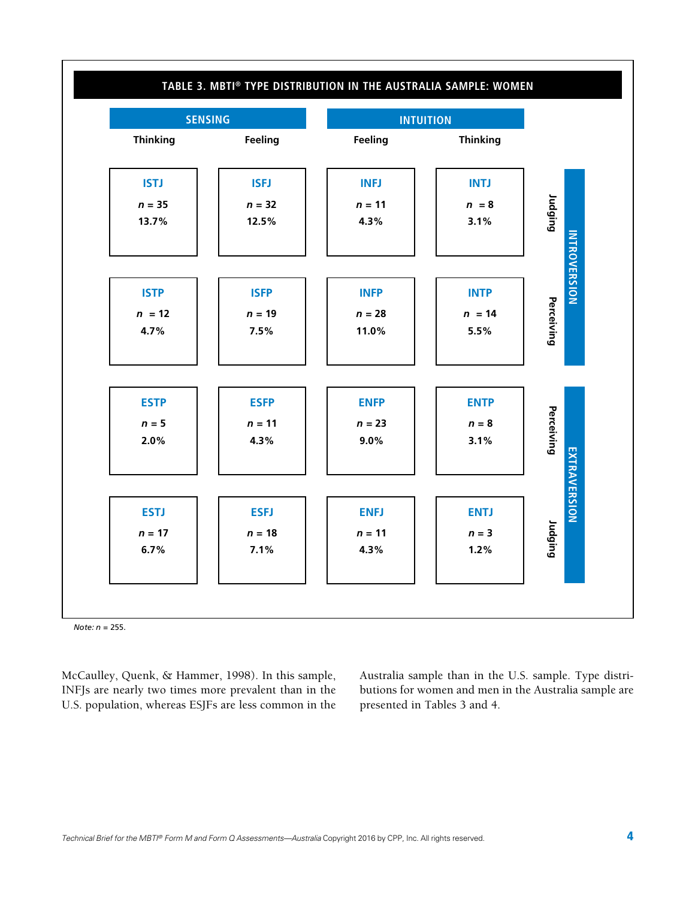**TABLE 3. MBTI® TYPE DISTRIBUTION IN THE AUSTRALIA SAMPLE: WOMEN**

| | SENSING | | INTUITION | | | |
|---|---|---|---|---|---|---|
| | Thinking | Feeling | Feeling | Thinking | | |
| | ISTJ<br>*n* = 35<br>13.7% | ISFJ<br>*n* = 32<br>12.5% | INFJ<br>*n* = 11<br>4.3% | INTJ<br>*n* = 8<br>3.1% | Judging | INTROVERSION |
| | ISTP<br>*n* = 12<br>4.7% | ISFP<br>*n* = 19<br>7.5% | INFP<br>*n* = 28<br>11.0% | INTP<br>*n* = 14<br>5.5% | Perceiving | INTROVERSION |
| | ESTP<br>*n* = 5<br>2.0% | ESFP<br>*n* = 11<br>4.3% | ENFP<br>*n* = 23<br>9.0% | ENTP<br>*n* = 8<br>3.1% | Perceiving | EXTRAVERSION |
| | ESTJ<br>*n* = 17<br>6.7% | ESFJ<br>*n* = 18<br>7.1% | ENFJ<br>*n* = 11<br>4.3% | ENTJ<br>*n* = 3<br>1.2% | Judging | EXTRAVERSION |

*Note: n* = 255.

McCaulley, Quenk, & Hammer, 1998). In this sample, INFJs are nearly two times more prevalent than in the U.S. population, whereas ESJFs are less common in the Australia sample than in the U.S. sample. Type distributions for women and men in the Australia sample are presented in Tables 3 and 4.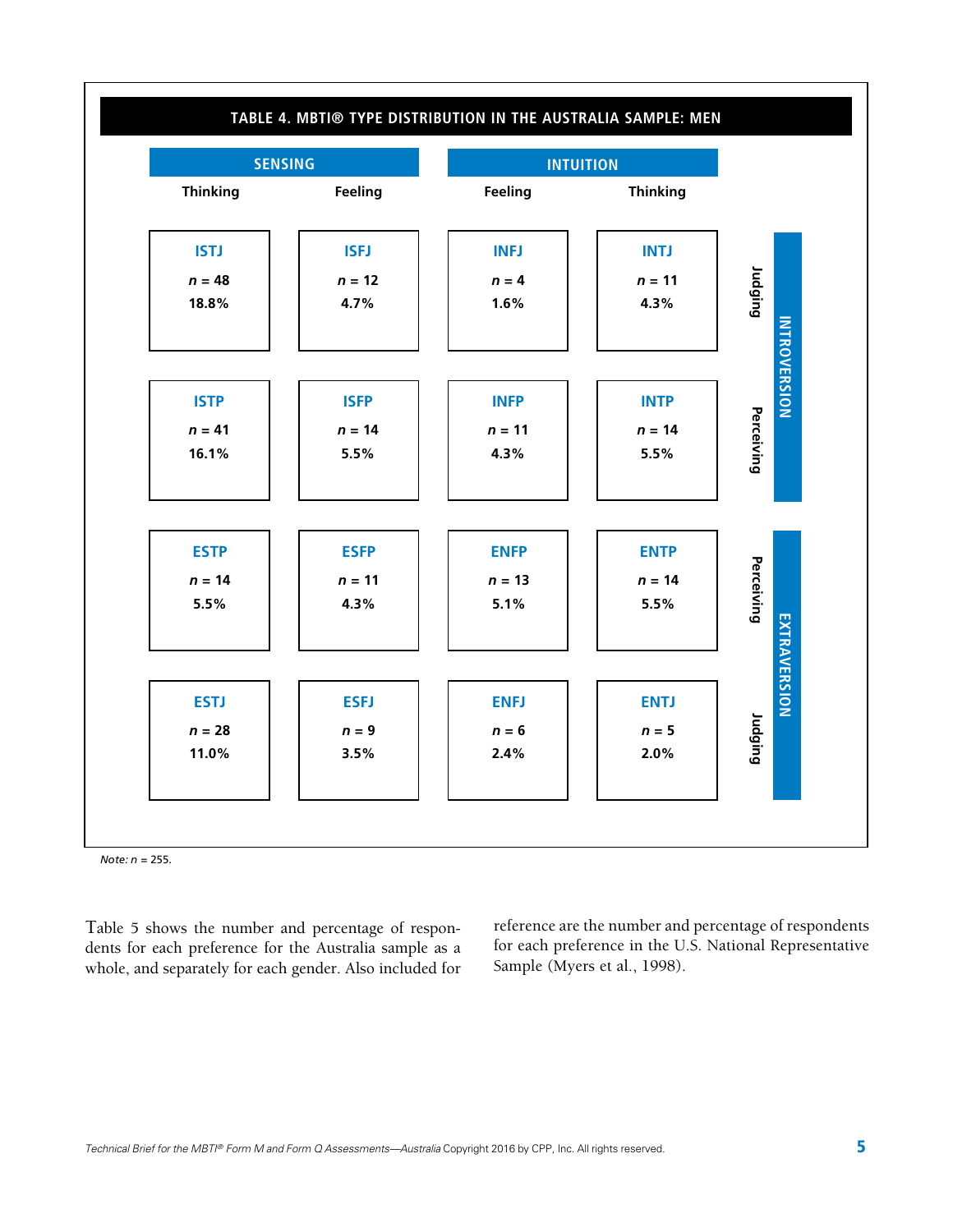**TABLE 4. MBTI® TYPE DISTRIBUTION IN THE AUSTRALIA SAMPLE: MEN**

| | SENSING | | INTUITION | | | |
|---|---|---|---|---|---|---|
| | Thinking | Feeling | Feeling | Thinking | | |
| INTROVERSION | ISTJ<br>*n* = 48<br>18.8% | ISFJ<br>*n* = 12<br>4.7% | INFJ<br>*n* = 4<br>1.6% | INTJ<br>*n* = 11<br>4.3% | Judging | |
| | ISTP<br>*n* = 41<br>16.1% | ISFP<br>*n* = 14<br>5.5% | INFP<br>*n* = 11<br>4.3% | INTP<br>*n* = 14<br>5.5% | Perceiving | |
| EXTRAVERSION | ESTP<br>*n* = 14<br>5.5% | ESFP<br>*n* = 11<br>4.3% | ENFP<br>*n* = 13<br>5.1% | ENTP<br>*n* = 14<br>5.5% | Perceiving | |
| | ESTJ<br>*n* = 28<br>11.0% | ESFJ<br>*n* = 9<br>3.5% | ENFJ<br>*n* = 6<br>2.4% | ENTJ<br>*n* = 5<br>2.0% | Judging | |

*Note: n* = 255.

Table 5 shows the number and percentage of respondents for each preference for the Australia sample as a whole, and separately for each gender. Also included for reference are the number and percentage of respondents for each preference in the U.S. National Representative Sample (Myers et al., 1998).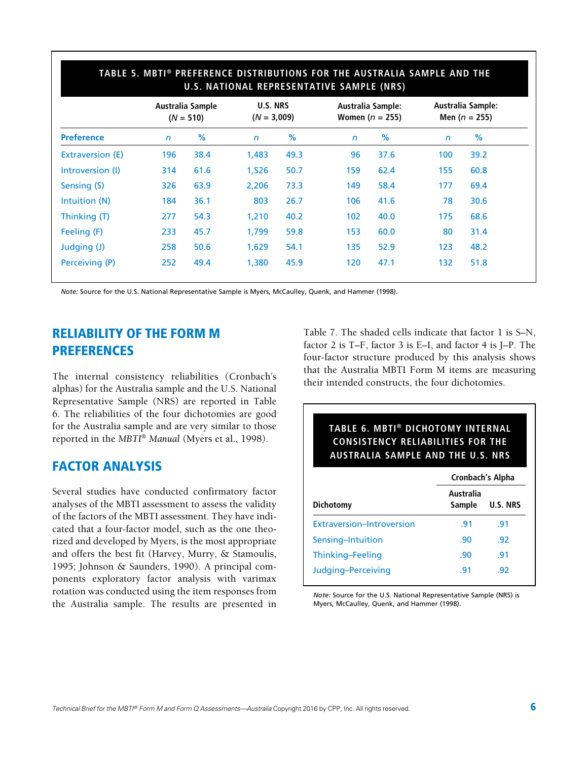**TABLE 5. MBTI® PREFERENCE DISTRIBUTIONS FOR THE AUSTRALIA SAMPLE AND THE U.S. NATIONAL REPRESENTATIVE SAMPLE (NRS)**

| | Australia Sample ($N$ = 510) | | U.S. NRS ($N$ = 3,009) | | Australia Sample: Women ($n$ = 255) | | Australia Sample: Men ($n$ = 255) | |
|---|---|---|---|---|---|---|---|---|
| **Preference** | *n* | % | *n* | % | *n* | % | *n* | % |
| Extraversion (E) | 196 | 38.4 | 1,483 | 49.3 | 96 | 37.6 | 100 | 39.2 |
| Introversion (I) | 314 | 61.6 | 1,526 | 50.7 | 159 | 62.4 | 155 | 60.8 |
| Sensing (S) | 326 | 63.9 | 2,206 | 73.3 | 149 | 58.4 | 177 | 69.4 |
| Intuition (N) | 184 | 36.1 | 803 | 26.7 | 106 | 41.6 | 78 | 30.6 |
| Thinking (T) | 277 | 54.3 | 1,210 | 40.2 | 102 | 40.0 | 175 | 68.6 |
| Feeling (F) | 233 | 45.7 | 1,799 | 59.8 | 153 | 60.0 | 80 | 31.4 |
| Judging (J) | 258 | 50.6 | 1,629 | 54.1 | 135 | 52.9 | 123 | 48.2 |
| Perceiving (P) | 252 | 49.4 | 1,380 | 45.9 | 120 | 47.1 | 132 | 51.8 |

*Note:* Source for the U.S. National Representative Sample is Myers, McCaulley, Quenk, and Hammer (1998).

## RELIABILITY OF THE FORM M PREFERENCES

The internal consistency reliabilities (Cronbach's alphas) for the Australia sample and the U.S. National Representative Sample (NRS) are reported in Table 6. The reliabilities of the four dichotomies are good for the Australia sample and are very similar to those reported in the *MBTI® Manual* (Myers et al., 1998).

## FACTOR ANALYSIS

Several studies have conducted confirmatory factor analyses of the MBTI assessment to assess the validity of the factors of the MBTI assessment. They have indicated that a four-factor model, such as the one theorized and developed by Myers, is the most appropriate and offers the best fit (Harvey, Murry, & Stamoulis, 1995; Johnson & Saunders, 1990). A principal components exploratory factor analysis with varimax rotation was conducted using the item responses from the Australia sample. The results are presented in Table 7. The shaded cells indicate that factor 1 is S–N, factor 2 is T–F, factor 3 is E–I, and factor 4 is J–P. The four-factor structure produced by this analysis shows that the Australia MBTI Form M items are measuring their intended constructs, the four dichotomies.

**TABLE 6. MBTI® DICHOTOMY INTERNAL CONSISTENCY RELIABILITIES FOR THE AUSTRALIA SAMPLE AND THE U.S. NRS**

| | Cronbach's Alpha | |
|---|---|---|
| **Dichotomy** | **Australia Sample** | **U.S. NRS** |
| Extraversion–Introversion | .91 | .91 |
| Sensing–Intuition | .90 | .92 |
| Thinking–Feeling | .90 | .91 |
| Judging–Perceiving | .91 | .92 |

*Note:* Source for the U.S. National Representative Sample (NRS) is Myers, McCaulley, Quenk, and Hammer (1998).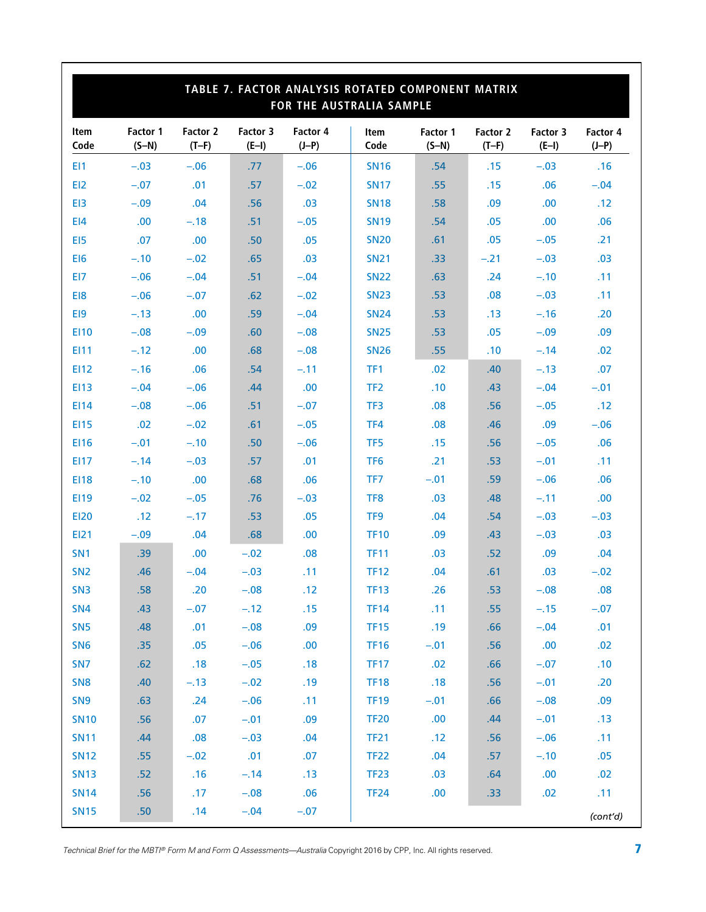## TABLE 7. FACTOR ANALYSIS ROTATED COMPONENT MATRIX FOR THE AUSTRALIA SAMPLE

| Item Code | Factor 1 (S–N) | Factor 2 (T–F) | Factor 3 (E–I) | Factor 4 (J–P) |
|---|---|---|---|---|
| EI1 | –.03 | –.06 | .77 | –.06 |
| EI2 | –.07 | .01 | .57 | –.02 |
| EI3 | –.09 | .04 | .56 | .03 |
| EI4 | .00 | –.18 | .51 | –.05 |
| EI5 | .07 | .00 | .50 | .05 |
| EI6 | –.10 | –.02 | .65 | .03 |
| EI7 | –.06 | –.04 | .51 | –.04 |
| EI8 | –.06 | –.07 | .62 | –.02 |
| EI9 | –.13 | .00 | .59 | –.04 |
| EI10 | –.08 | –.09 | .60 | –.08 |
| EI11 | –.12 | .00 | .68 | –.08 |
| EI12 | –.16 | .06 | .54 | –.11 |
| EI13 | –.04 | –.06 | .44 | .00 |
| EI14 | –.08 | –.06 | .51 | –.07 |
| EI15 | .02 | –.02 | .61 | –.05 |
| EI16 | –.01 | –.10 | .50 | –.06 |
| EI17 | –.14 | –.03 | .57 | .01 |
| EI18 | –.10 | .00 | .68 | .06 |
| EI19 | –.02 | –.05 | .76 | –.03 |
| EI20 | .12 | –.17 | .53 | .05 |
| EI21 | –.09 | .04 | .68 | .00 |
| SN1 | .39 | .00 | –.02 | .08 |
| SN2 | .46 | –.04 | –.03 | .11 |
| SN3 | .58 | .20 | –.08 | .12 |
| SN4 | .43 | –.07 | –.12 | .15 |
| SN5 | .48 | .01 | –.08 | .09 |
| SN6 | .35 | .05 | –.06 | .00 |
| SN7 | .62 | .18 | –.05 | .18 |
| SN8 | .40 | –.13 | –.02 | .19 |
| SN9 | .63 | .24 | –.06 | .11 |
| SN10 | .56 | .07 | –.01 | .09 |
| SN11 | .44 | .08 | –.03 | .04 |
| SN12 | .55 | –.02 | .01 | .07 |
| SN13 | .52 | .16 | –.14 | .13 |
| SN14 | .56 | .17 | –.08 | .06 |
| SN15 | .50 | .14 | –.04 | –.07 |
| SN16 | .54 | .15 | –.03 | .16 |
| SN17 | .55 | .15 | .06 | –.04 |
| SN18 | .58 | .09 | .00 | .12 |
| SN19 | .54 | .05 | .00 | .06 |
| SN20 | .61 | .05 | –.05 | .21 |
| SN21 | .33 | –.21 | –.03 | .03 |
| SN22 | .63 | .24 | –.10 | .11 |
| SN23 | .53 | .08 | –.03 | .11 |
| SN24 | .53 | .13 | –.16 | .20 |
| SN25 | .53 | .05 | –.09 | .09 |
| SN26 | .55 | .10 | –.14 | .02 |
| TF1 | .02 | .40 | –.13 | .07 |
| TF2 | .10 | .43 | –.04 | –.01 |
| TF3 | .08 | .56 | –.05 | .12 |
| TF4 | .08 | .46 | .09 | –.06 |
| TF5 | .15 | .56 | –.05 | .06 |
| TF6 | .21 | .53 | –.01 | .11 |
| TF7 | –.01 | .59 | –.06 | .06 |
| TF8 | .03 | .48 | –.11 | .00 |
| TF9 | .04 | .54 | –.03 | –.03 |
| TF10 | .09 | .43 | –.03 | .03 |
| TF11 | .03 | .52 | .09 | .04 |
| TF12 | .04 | .61 | .03 | –.02 |
| TF13 | .26 | .53 | –.08 | .08 |
| TF14 | .11 | .55 | –.15 | –.07 |
| TF15 | .19 | .66 | –.04 | .01 |
| TF16 | –.01 | .56 | .00 | .02 |
| TF17 | .02 | .66 | –.07 | .10 |
| TF18 | .18 | .56 | –.01 | .20 |
| TF19 | –.01 | .66 | –.08 | .09 |
| TF20 | .00 | .44 | –.01 | .13 |
| TF21 | .12 | .56 | –.06 | .11 |
| TF22 | .04 | .57 | –.10 | .05 |
| TF23 | .03 | .64 | .00 | .02 |
| TF24 | .00 | .33 | .02 | .11 |

*(cont'd)*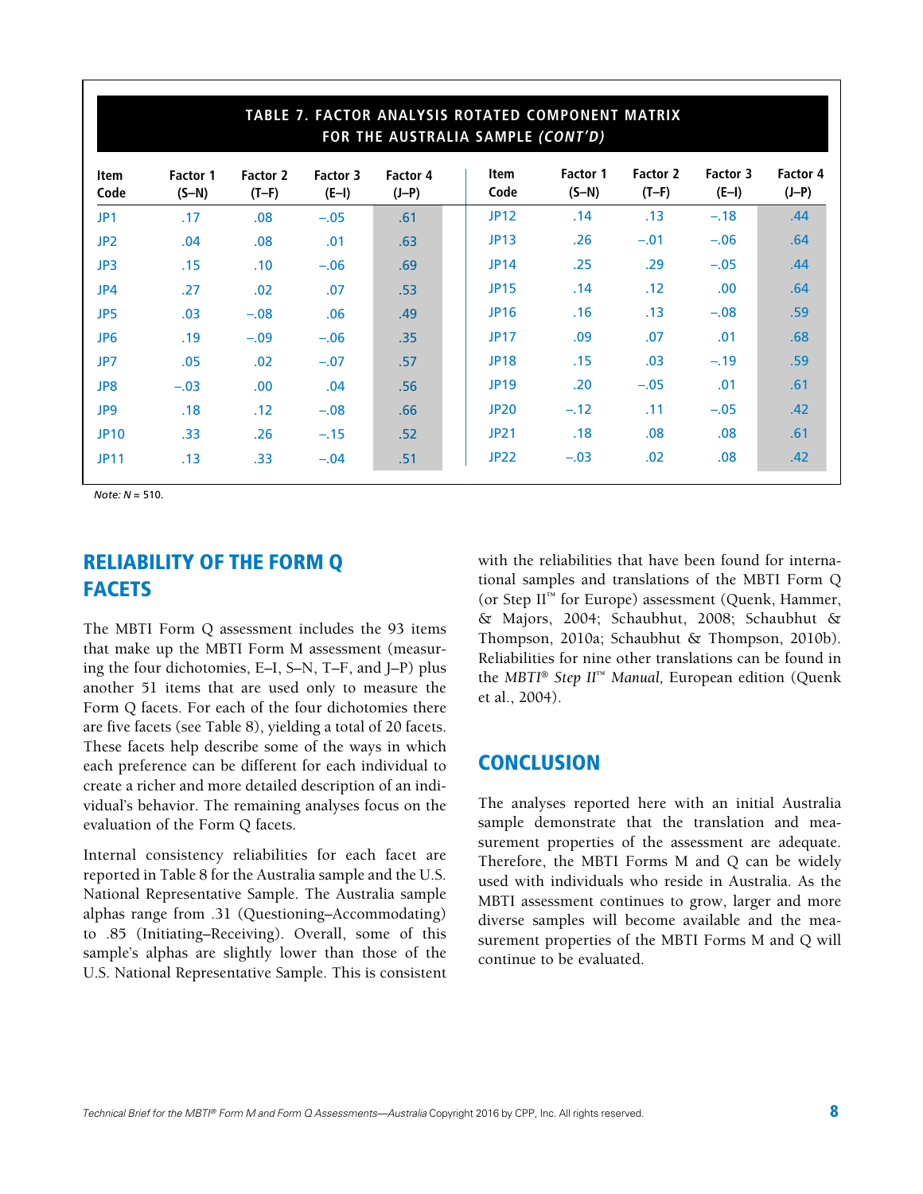**TABLE 7. FACTOR ANALYSIS ROTATED COMPONENT MATRIX FOR THE AUSTRALIA SAMPLE *(CONT'D)***

| Item Code | Factor 1 (S–N) | Factor 2 (T–F) | Factor 3 (E–I) | Factor 4 (J–P) | Item Code | Factor 1 (S–N) | Factor 2 (T–F) | Factor 3 (E–I) | Factor 4 (J–P) |
|---|---|---|---|---|---|---|---|---|---|
| JP1 | .17 | .08 | –.05 | .61 | JP12 | .14 | .13 | –.18 | .44 |
| JP2 | .04 | .08 | .01 | .63 | JP13 | .26 | –.01 | –.06 | .64 |
| JP3 | .15 | .10 | –.06 | .69 | JP14 | .25 | .29 | –.05 | .44 |
| JP4 | .27 | .02 | .07 | .53 | JP15 | .14 | .12 | .00 | .64 |
| JP5 | .03 | –.08 | .06 | .49 | JP16 | .16 | .13 | –.08 | .59 |
| JP6 | .19 | –.09 | –.06 | .35 | JP17 | .09 | .07 | .01 | .68 |
| JP7 | .05 | .02 | –.07 | .57 | JP18 | .15 | .03 | –.19 | .59 |
| JP8 | –.03 | .00 | .04 | .56 | JP19 | .20 | –.05 | .01 | .61 |
| JP9 | .18 | .12 | –.08 | .66 | JP20 | –.12 | .11 | –.05 | .42 |
| JP10 | .33 | .26 | –.15 | .52 | JP21 | .18 | .08 | .08 | .61 |
| JP11 | .13 | .33 | –.04 | .51 | JP22 | –.03 | .02 | .08 | .42 |

*Note: N* = 510.

## RELIABILITY OF THE FORM Q FACETS

The MBTI Form Q assessment includes the 93 items that make up the MBTI Form M assessment (measuring the four dichotomies, E–I, S–N, T–F, and J–P) plus another 51 items that are used only to measure the Form Q facets. For each of the four dichotomies there are five facets (see Table 8), yielding a total of 20 facets. These facets help describe some of the ways in which each preference can be different for each individual to create a richer and more detailed description of an individual's behavior. The remaining analyses focus on the evaluation of the Form Q facets.

Internal consistency reliabilities for each facet are reported in Table 8 for the Australia sample and the U.S. National Representative Sample. The Australia sample alphas range from .31 (Questioning–Accommodating) to .85 (Initiating–Receiving). Overall, some of this sample's alphas are slightly lower than those of the U.S. National Representative Sample. This is consistent with the reliabilities that have been found for international samples and translations of the MBTI Form Q (or Step II™ for Europe) assessment (Quenk, Hammer, & Majors, 2004; Schaubhut, 2008; Schaubhut & Thompson, 2010a; Schaubhut & Thompson, 2010b). Reliabilities for nine other translations can be found in the *MBTI® Step II™ Manual,* European edition (Quenk et al., 2004).

## CONCLUSION

The analyses reported here with an initial Australia sample demonstrate that the translation and measurement properties of the assessment are adequate. Therefore, the MBTI Forms M and Q can be widely used with individuals who reside in Australia. As the MBTI assessment continues to grow, larger and more diverse samples will become available and the measurement properties of the MBTI Forms M and Q will continue to be evaluated.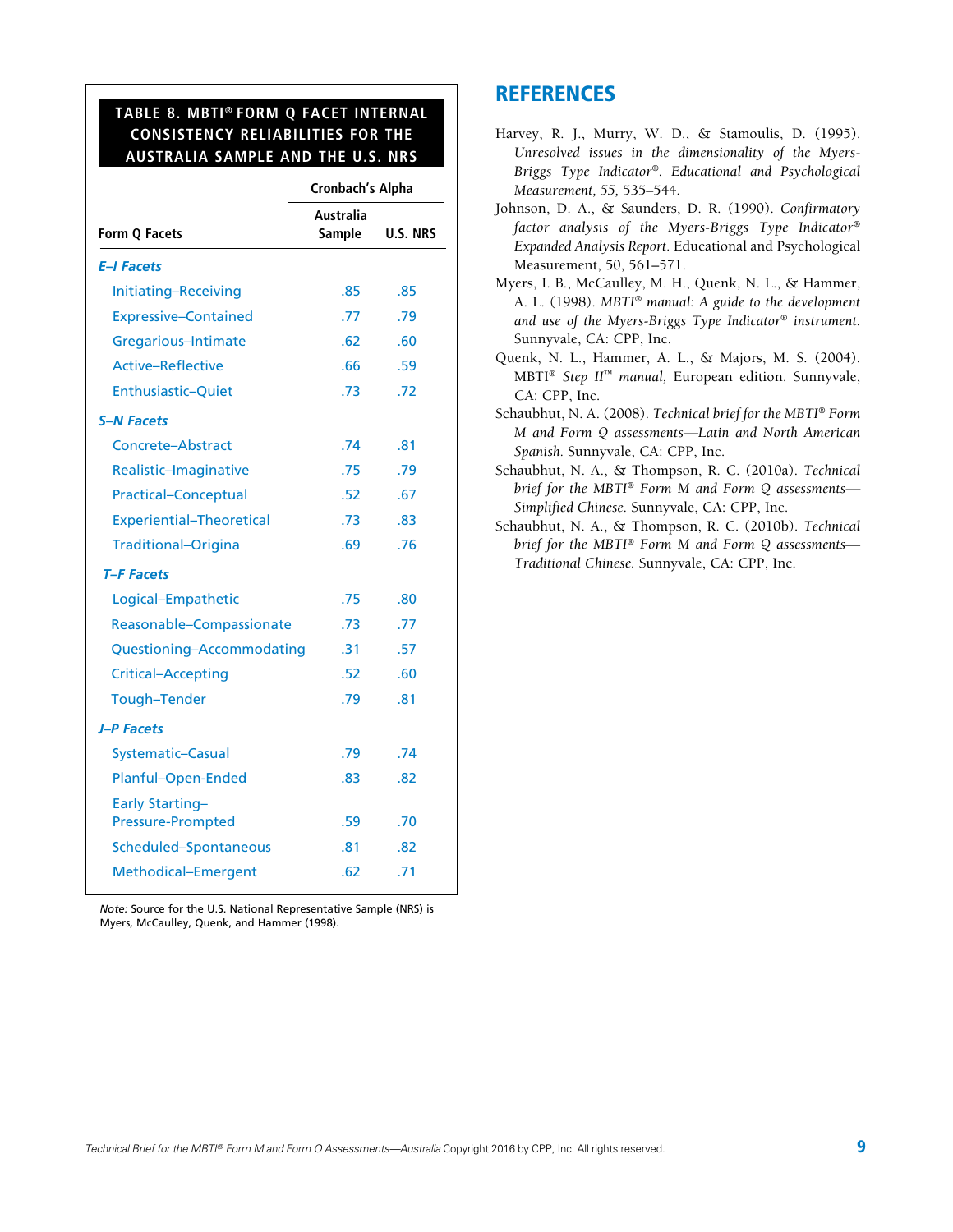**TABLE 8. MBTI® FORM Q FACET INTERNAL CONSISTENCY RELIABILITIES FOR THE AUSTRALIA SAMPLE AND THE U.S. NRS**

| | Cronbach's Alpha | |
|---|---|---|
| **Form Q Facets** | **Australia Sample** | **U.S. NRS** |
| ***E–I Facets*** | | |
| Initiating–Receiving | .85 | .85 |
| Expressive–Contained | .77 | .79 |
| Gregarious–Intimate | .62 | .60 |
| Active–Reflective | .66 | .59 |
| Enthusiastic–Quiet | .73 | .72 |
| ***S–N Facets*** | | |
| Concrete–Abstract | .74 | .81 |
| Realistic–Imaginative | .75 | .79 |
| Practical–Conceptual | .52 | .67 |
| Experiential–Theoretical | .73 | .83 |
| Traditional–Origina | .69 | .76 |
| ***T–F Facets*** | | |
| Logical–Empathetic | .75 | .80 |
| Reasonable–Compassionate | .73 | .77 |
| Questioning–Accommodating | .31 | .57 |
| Critical–Accepting | .52 | .60 |
| Tough–Tender | .79 | .81 |
| ***J–P Facets*** | | |
| Systematic–Casual | .79 | .74 |
| Planful–Open-Ended | .83 | .82 |
| Early Starting–Pressure-Prompted | .59 | .70 |
| Scheduled–Spontaneous | .81 | .82 |
| Methodical–Emergent | .62 | .71 |

*Note:* Source for the U.S. National Representative Sample (NRS) is Myers, McCaulley, Quenk, and Hammer (1998).

## REFERENCES

Harvey, R. J., Murry, W. D., & Stamoulis, D. (1995). *Unresolved issues in the dimensionality of the Myers-Briggs Type Indicator®. Educational and Psychological Measurement, 55,* 535–544.

Johnson, D. A., & Saunders, D. R. (1990). *Confirmatory factor analysis of the Myers-Briggs Type Indicator® Expanded Analysis Report*. Educational and Psychological Measurement, 50, 561–571.

Myers, I. B., McCaulley, M. H., Quenk, N. L., & Hammer, A. L. (1998). *MBTI® manual: A guide to the development and use of the Myers-Briggs Type Indicator® instrument.* Sunnyvale, CA: CPP, Inc.

Quenk, N. L., Hammer, A. L., & Majors, M. S. (2004). MBTI® *Step II™ manual,* European edition. Sunnyvale, CA: CPP, Inc.

Schaubhut, N. A. (2008). *Technical brief for the MBTI® Form M and Form Q assessments—Latin and North American Spanish*. Sunnyvale, CA: CPP, Inc.

Schaubhut, N. A., & Thompson, R. C. (2010a). *Technical brief for the MBTI® Form M and Form Q assessments—Simplified Chinese*. Sunnyvale, CA: CPP, Inc.

Schaubhut, N. A., & Thompson, R. C. (2010b). *Technical brief for the MBTI® Form M and Form Q assessments—Traditional Chinese*. Sunnyvale, CA: CPP, Inc.